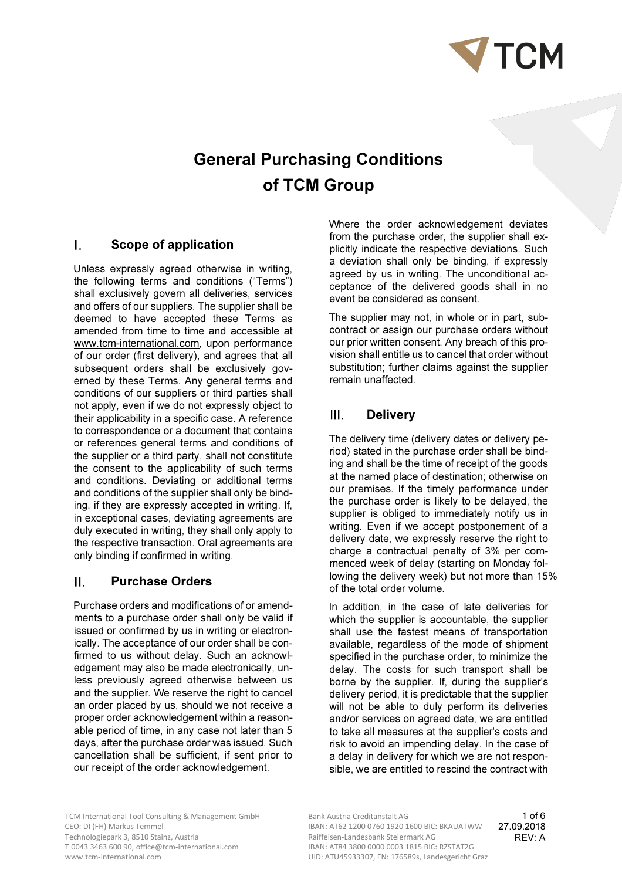# General Purchasing Conditions of TCM Group

## I. Scope of application

Unless expressly agreed otherwise in writing, the following terms and conditions ("Terms") shall exclusively govern all deliveries, services and offers of our suppliers. The supplier shall be deemed to have accepted these Terms as amended from time to time and accessible at www.tcm-international.com, upon performance of our order (first delivery), and agrees that all subsequent orders shall be exclusively governed by these Terms. Any general terms and conditions of our suppliers or third parties shall not apply, even if we do not expressly object to their applicability in a specific case. A reference to correspondence or a document that contains or references general terms and conditions of the supplier or a third party, shall not constitute the consent to the applicability of such terms and conditions. Deviating or additional terms and conditions of the supplier shall only be binding, if they are expressly accepted in writing. If, in exceptional cases, deviating agreements are duly executed in writing, they shall only apply to the respective transaction. Oral agreements are only binding if confirmed in writing.

## II. Purchase Orders

Purchase orders and modifications of or amendments to a purchase order shall only be valid if issued or confirmed by us in writing or electronically. The acceptance of our order shall be confirmed to us without delay. Such an acknowledgement may also be made electronically, unless previously agreed otherwise between us and the supplier. We reserve the right to cancel an order placed by us, should we not receive a proper order acknowledgement within a reasonable period of time, in any case not later than 5 days, after the purchase order was issued. Such cancellation shall be sufficient, if sent prior to our receipt of the order acknowledgement.

Where the order acknowledgement deviates from the purchase order, the supplier shall explicitly indicate the respective deviations. Such a deviation shall only be binding, if expressly agreed by us in writing. The unconditional acceptance of the delivered goods shall in no event be considered as consent.

The supplier may not, in whole or in part, subcontract or assign our purchase orders without our prior written consent. Any breach of this provision shall entitle us to cancel that order without substitution; further claims against the supplier remain unaffected.

## III. Delivery

The delivery time (delivery dates or delivery period) stated in the purchase order shall be binding and shall be the time of receipt of the goods at the named place of destination; otherwise on our premises. If the timely performance under the purchase order is likely to be delayed, the supplier is obliged to immediately notify us in writing. Even if we accept postponement of a delivery date, we expressly reserve the right to charge a contractual penalty of 3% per commenced week of delay (starting on Monday following the delivery week) but not more than 15% of the total order volume.

In addition, in the case of late deliveries for which the supplier is accountable, the supplier shall use the fastest means of transportation available, regardless of the mode of shipment specified in the purchase order, to minimize the delay. The costs for such transport shall be borne by the supplier. If, during the supplier's delivery period, it is predictable that the supplier will not be able to duly perform its deliveries and/or services on agreed date, we are entitled to take all measures at the supplier's costs and risk to avoid an impending delay. In the case of a delay in delivery for which we are not responsible, we are entitled to rescind the contract with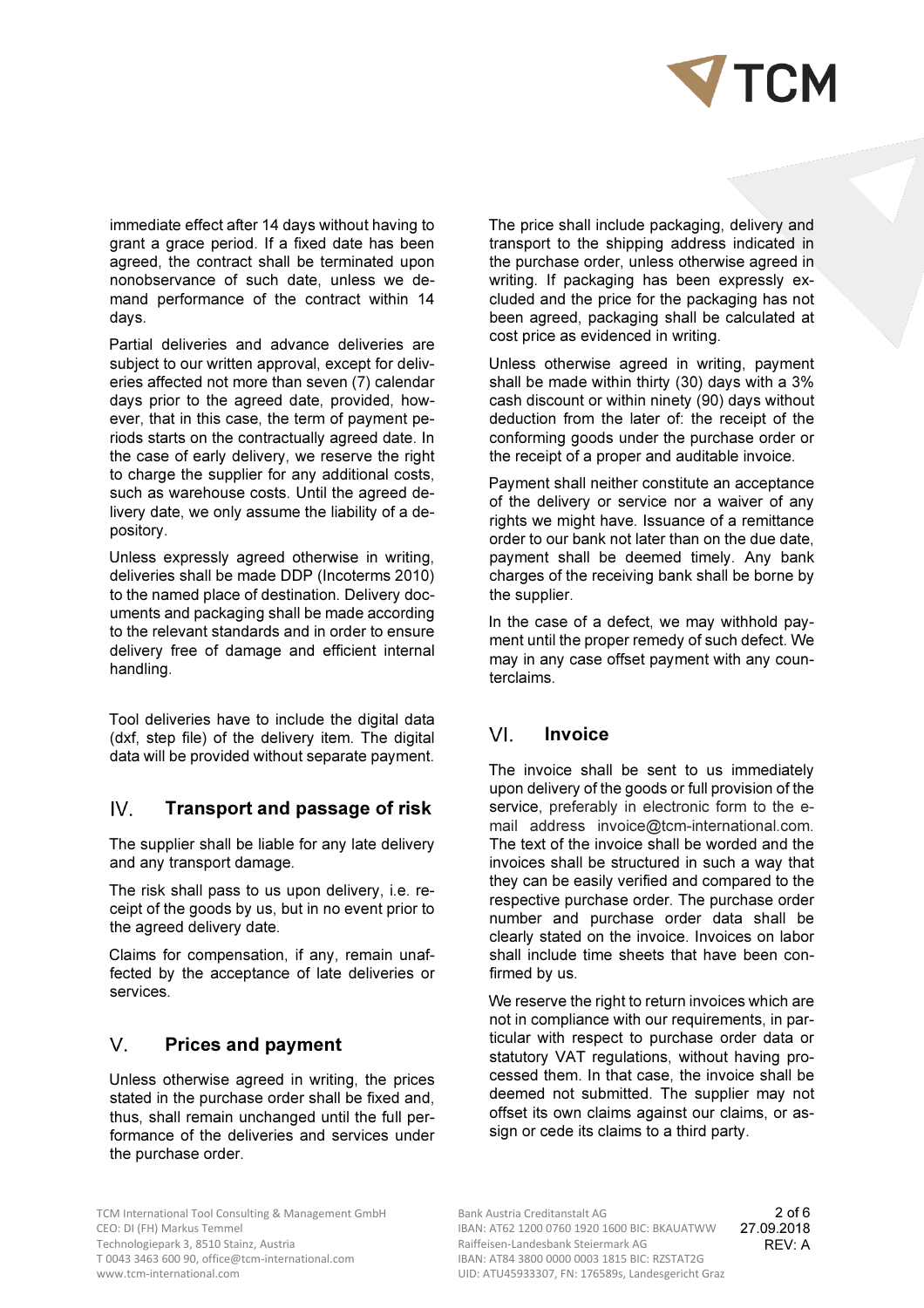immediate effect after 14 days without having to grant a grace period. If a fixed date has been agreed, the contract shall be terminated upon nonobservance of such date, unless we demand performance of the contract within 14 days.

Partial deliveries and advance deliveries are subject to our written approval, except for deliveries affected not more than seven (7) calendar days prior to the agreed date, provided, however, that in this case, the term of payment periods starts on the contractually agreed date. In the case of early delivery, we reserve the right to charge the supplier for any additional costs, such as warehouse costs. Until the agreed delivery date, we only assume the liability of a depository.

Unless expressly agreed otherwise in writing, deliveries shall be made DDP (Incoterms 2010) to the named place of destination. Delivery documents and packaging shall be made according to the relevant standards and in order to ensure delivery free of damage and efficient internal handling.

Tool deliveries have to include the digital data (dxf, step file) of the delivery item. The digital data will be provided without separate payment.

## IV. Transport and passage of risk

The supplier shall be liable for any late delivery and any transport damage.

The risk shall pass to us upon delivery, i.e. receipt of the goods by us, but in no event prior to the agreed delivery date.

Claims for compensation, if any, remain unaffected by the acceptance of late deliveries or services.

## V. Prices and payment

Unless otherwise agreed in writing, the prices stated in the purchase order shall be fixed and, thus, shall remain unchanged until the full performance of the deliveries and services under the purchase order.

The price shall include packaging, delivery and transport to the shipping address indicated in the purchase order, unless otherwise agreed in writing. If packaging has been expressly excluded and the price for the packaging has not been agreed, packaging shall be calculated at cost price as evidenced in writing.

Unless otherwise agreed in writing, payment shall be made within thirty (30) days with a 3% cash discount or within ninety (90) days without deduction from the later of: the receipt of the conforming goods under the purchase order or the receipt of a proper and auditable invoice.

Payment shall neither constitute an acceptance of the delivery or service nor a waiver of any rights we might have. Issuance of a remittance order to our bank not later than on the due date, payment shall be deemed timely. Any bank charges of the receiving bank shall be borne by the supplier.

In the case of a defect, we may withhold payment until the proper remedy of such defect. We may in any case offset payment with any counterclaims.

## VI. Invoice

The invoice shall be sent to us immediately upon delivery of the goods or full provision of the service, preferably in electronic form to the e-mail address invoice@tcm-international.com. The text of the invoice shall be worded and the invoices shall be structured in such a way that they can be easily verified and compared to the respective purchase order. The purchase order number and purchase order data shall be clearly stated on the invoice. Invoices on labor shall include time sheets that have been confirmed by us.

We reserve the right to return invoices which are not in compliance with our requirements, in particular with respect to purchase order data or statutory VAT regulations, without having processed them. In that case, the invoice shall be deemed not submitted. The supplier may not offset its own claims against our claims, or assign or cede its claims to a third party.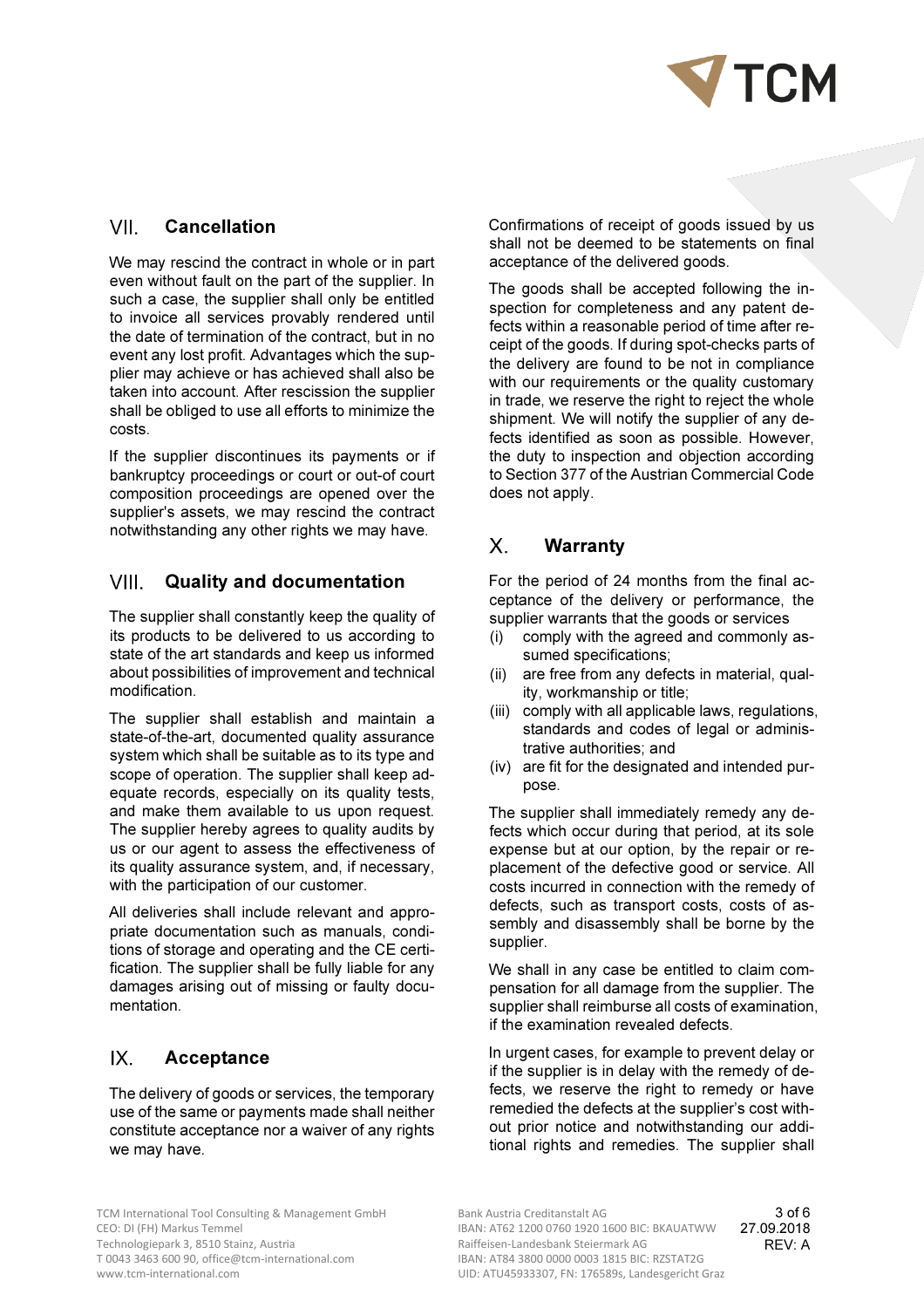## VII. Cancellation

We may rescind the contract in whole or in part even without fault on the part of the supplier. In such a case, the supplier shall only be entitled to invoice all services provably rendered until the date of termination of the contract, but in no event any lost profit. Advantages which the supplier may achieve or has achieved shall also be taken into account. After rescission the supplier shall be obliged to use all efforts to minimize the costs.

If the supplier discontinues its payments or if bankruptcy proceedings or court or out-of court composition proceedings are opened over the supplier's assets, we may rescind the contract notwithstanding any other rights we may have.

## VIII. Quality and documentation

The supplier shall constantly keep the quality of its products to be delivered to us according to state of the art standards and keep us informed about possibilities of improvement and technical modification.

The supplier shall establish and maintain a state-of-the-art, documented quality assurance system which shall be suitable as to its type and scope of operation. The supplier shall keep adequate records, especially on its quality tests, and make them available to us upon request. The supplier hereby agrees to quality audits by us or our agent to assess the effectiveness of its quality assurance system, and, if necessary, with the participation of our customer.

All deliveries shall include relevant and appropriate documentation such as manuals, conditions of storage and operating and the CE certification. The supplier shall be fully liable for any damages arising out of missing or faulty documentation.

## IX. Acceptance

The delivery of goods or services, the temporary use of the same or payments made shall neither constitute acceptance nor a waiver of any rights we may have.

Confirmations of receipt of goods issued by us shall not be deemed to be statements on final acceptance of the delivered goods.

The goods shall be accepted following the inspection for completeness and any patent defects within a reasonable period of time after receipt of the goods. If during spot-checks parts of the delivery are found to be not in compliance with our requirements or the quality customary in trade, we reserve the right to reject the whole shipment. We will notify the supplier of any defects identified as soon as possible. However, the duty to inspection and objection according to Section 377 of the Austrian Commercial Code does not apply.

## X. Warranty

For the period of 24 months from the final acceptance of the delivery or performance, the supplier warrants that the goods or services

(i) comply with the agreed and commonly assumed specifications;
(ii) are free from any defects in material, quality, workmanship or title;
(iii) comply with all applicable laws, regulations, standards and codes of legal or administrative authorities; and
(iv) are fit for the designated and intended purpose.

The supplier shall immediately remedy any defects which occur during that period, at its sole expense but at our option, by the repair or replacement of the defective good or service. All costs incurred in connection with the remedy of defects, such as transport costs, costs of assembly and disassembly shall be borne by the supplier.

We shall in any case be entitled to claim compensation for all damage from the supplier. The supplier shall reimburse all costs of examination, if the examination revealed defects.

In urgent cases, for example to prevent delay or if the supplier is in delay with the remedy of defects, we reserve the right to remedy or have remedied the defects at the supplier's cost without prior notice and notwithstanding our additional rights and remedies. The supplier shall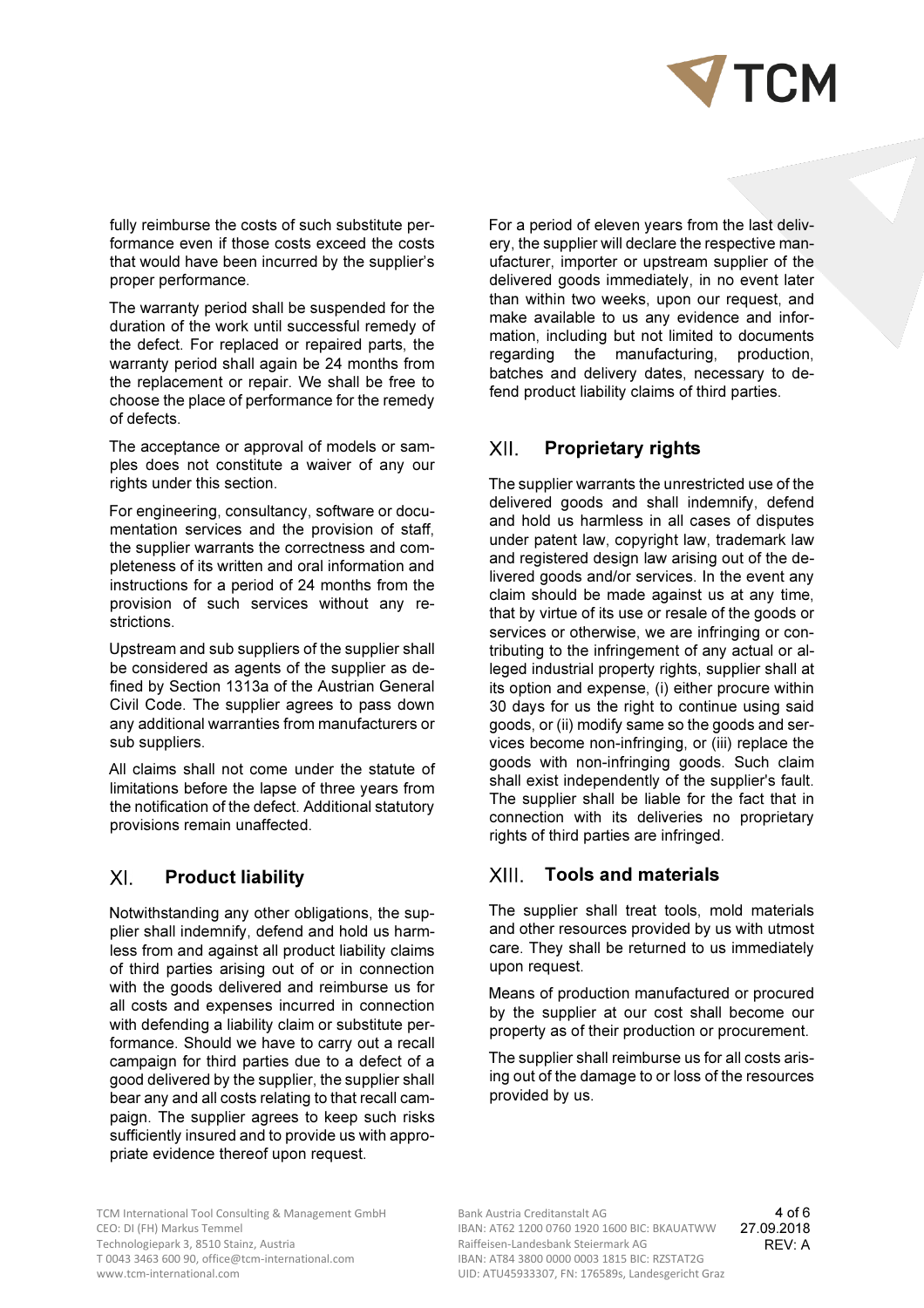fully reimburse the costs of such substitute performance even if those costs exceed the costs that would have been incurred by the supplier's proper performance.

The warranty period shall be suspended for the duration of the work until successful remedy of the defect. For replaced or repaired parts, the warranty period shall again be 24 months from the replacement or repair. We shall be free to choose the place of performance for the remedy of defects.

The acceptance or approval of models or samples does not constitute a waiver of any our rights under this section.

For engineering, consultancy, software or documentation services and the provision of staff, the supplier warrants the correctness and completeness of its written and oral information and instructions for a period of 24 months from the provision of such services without any restrictions.

Upstream and sub suppliers of the supplier shall be considered as agents of the supplier as defined by Section 1313a of the Austrian General Civil Code. The supplier agrees to pass down any additional warranties from manufacturers or sub suppliers.

All claims shall not come under the statute of limitations before the lapse of three years from the notification of the defect. Additional statutory provisions remain unaffected.

## XI. Product liability

Notwithstanding any other obligations, the supplier shall indemnify, defend and hold us harmless from and against all product liability claims of third parties arising out of or in connection with the goods delivered and reimburse us for all costs and expenses incurred in connection with defending a liability claim or substitute performance. Should we have to carry out a recall campaign for third parties due to a defect of a good delivered by the supplier, the supplier shall bear any and all costs relating to that recall campaign. The supplier agrees to keep such risks sufficiently insured and to provide us with appropriate evidence thereof upon request.

For a period of eleven years from the last delivery, the supplier will declare the respective manufacturer, importer or upstream supplier of the delivered goods immediately, in no event later than within two weeks, upon our request, and make available to us any evidence and information, including but not limited to documents regarding the manufacturing, production, batches and delivery dates, necessary to defend product liability claims of third parties.

## XII. Proprietary rights

The supplier warrants the unrestricted use of the delivered goods and shall indemnify, defend and hold us harmless in all cases of disputes under patent law, copyright law, trademark law and registered design law arising out of the delivered goods and/or services. In the event any claim should be made against us at any time, that by virtue of its use or resale of the goods or services or otherwise, we are infringing or contributing to the infringement of any actual or alleged industrial property rights, supplier shall at its option and expense, (i) either procure within 30 days for us the right to continue using said goods, or (ii) modify same so the goods and services become non-infringing, or (iii) replace the goods with non-infringing goods. Such claim shall exist independently of the supplier's fault. The supplier shall be liable for the fact that in connection with its deliveries no proprietary rights of third parties are infringed.

## XIII. Tools and materials

The supplier shall treat tools, mold materials and other resources provided by us with utmost care. They shall be returned to us immediately upon request.

Means of production manufactured or procured by the supplier at our cost shall become our property as of their production or procurement.

The supplier shall reimburse us for all costs arising out of the damage to or loss of the resources provided by us.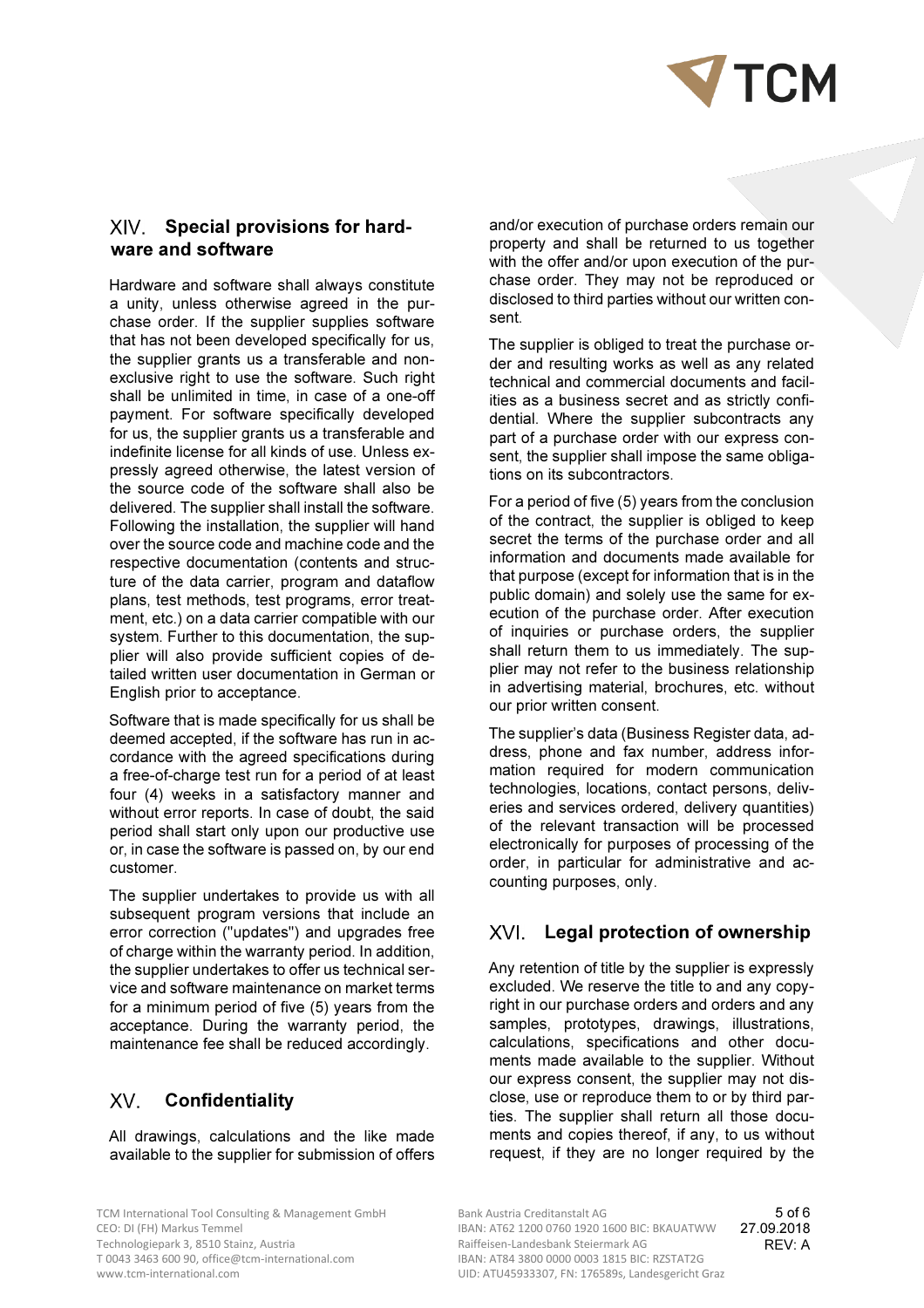## XIV. Special provisions for hardware and software

Hardware and software shall always constitute a unity, unless otherwise agreed in the purchase order. If the supplier supplies software that has not been developed specifically for us, the supplier grants us a transferable and non-exclusive right to use the software. Such right shall be unlimited in time, in case of a one-off payment. For software specifically developed for us, the supplier grants us a transferable and indefinite license for all kinds of use. Unless expressly agreed otherwise, the latest version of the source code of the software shall also be delivered. The supplier shall install the software. Following the installation, the supplier will hand over the source code and machine code and the respective documentation (contents and structure of the data carrier, program and dataflow plans, test methods, test programs, error treatment, etc.) on a data carrier compatible with our system. Further to this documentation, the supplier will also provide sufficient copies of detailed written user documentation in German or English prior to acceptance.

Software that is made specifically for us shall be deemed accepted, if the software has run in accordance with the agreed specifications during a free-of-charge test run for a period of at least four (4) weeks in a satisfactory manner and without error reports. In case of doubt, the said period shall start only upon our productive use or, in case the software is passed on, by our end customer.

The supplier undertakes to provide us with all subsequent program versions that include an error correction ("updates") and upgrades free of charge within the warranty period. In addition, the supplier undertakes to offer us technical service and software maintenance on market terms for a minimum period of five (5) years from the acceptance. During the warranty period, the maintenance fee shall be reduced accordingly.

## XV. Confidentiality

All drawings, calculations and the like made available to the supplier for submission of offers and/or execution of purchase orders remain our property and shall be returned to us together with the offer and/or upon execution of the purchase order. They may not be reproduced or disclosed to third parties without our written consent.

The supplier is obliged to treat the purchase order and resulting works as well as any related technical and commercial documents and facilities as a business secret and as strictly confidential. Where the supplier subcontracts any part of a purchase order with our express consent, the supplier shall impose the same obligations on its subcontractors.

For a period of five (5) years from the conclusion of the contract, the supplier is obliged to keep secret the terms of the purchase order and all information and documents made available for that purpose (except for information that is in the public domain) and solely use the same for execution of the purchase order. After execution of inquiries or purchase orders, the supplier shall return them to us immediately. The supplier may not refer to the business relationship in advertising material, brochures, etc. without our prior written consent.

The supplier's data (Business Register data, address, phone and fax number, address information required for modern communication technologies, locations, contact persons, deliveries and services ordered, delivery quantities) of the relevant transaction will be processed electronically for purposes of processing of the order, in particular for administrative and accounting purposes, only.

## XVI. Legal protection of ownership

Any retention of title by the supplier is expressly excluded. We reserve the title to and any copyright in our purchase orders and orders and any samples, prototypes, drawings, illustrations, calculations, specifications and other documents made available to the supplier. Without our express consent, the supplier may not disclose, use or reproduce them to or by third parties. The supplier shall return all those documents and copies thereof, if any, to us without request, if they are no longer required by the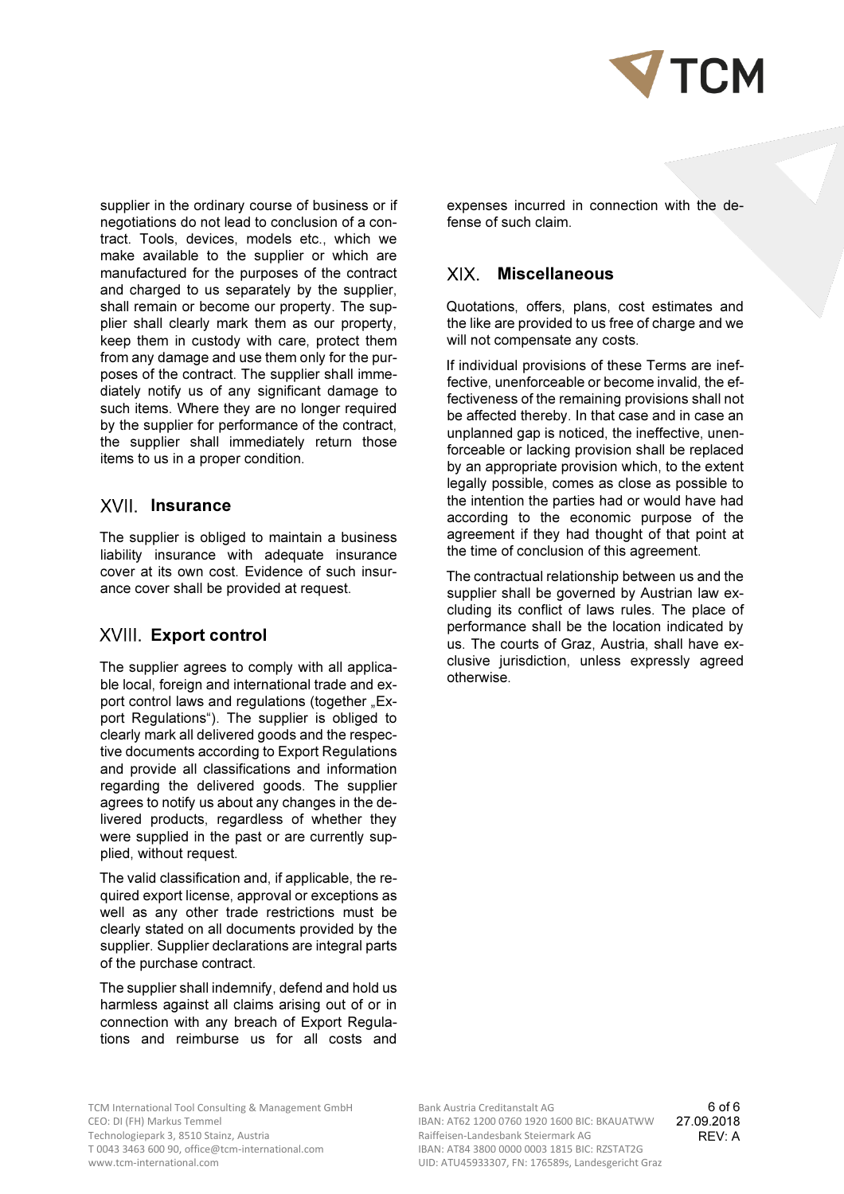supplier in the ordinary course of business or if negotiations do not lead to conclusion of a contract. Tools, devices, models etc., which we make available to the supplier or which are manufactured for the purposes of the contract and charged to us separately by the supplier, shall remain or become our property. The supplier shall clearly mark them as our property, keep them in custody with care, protect them from any damage and use them only for the purposes of the contract. The supplier shall immediately notify us of any significant damage to such items. Where they are no longer required by the supplier for performance of the contract, the supplier shall immediately return those items to us in a proper condition.

## XVII. Insurance

The supplier is obliged to maintain a business liability insurance with adequate insurance cover at its own cost. Evidence of such insurance cover shall be provided at request.

## XVIII. Export control

The supplier agrees to comply with all applicable local, foreign and international trade and export control laws and regulations (together „Export Regulations"). The supplier is obliged to clearly mark all delivered goods and the respective documents according to Export Regulations and provide all classifications and information regarding the delivered goods. The supplier agrees to notify us about any changes in the delivered products, regardless of whether they were supplied in the past or are currently supplied, without request.

The valid classification and, if applicable, the required export license, approval or exceptions as well as any other trade restrictions must be clearly stated on all documents provided by the supplier. Supplier declarations are integral parts of the purchase contract.

The supplier shall indemnify, defend and hold us harmless against all claims arising out of or in connection with any breach of Export Regulations and reimburse us for all costs and expenses incurred in connection with the defense of such claim.

## XIX. Miscellaneous

Quotations, offers, plans, cost estimates and the like are provided to us free of charge and we will not compensate any costs.

If individual provisions of these Terms are ineffective, unenforceable or become invalid, the effectiveness of the remaining provisions shall not be affected thereby. In that case and in case an unplanned gap is noticed, the ineffective, unenforceable or lacking provision shall be replaced by an appropriate provision which, to the extent legally possible, comes as close as possible to the intention the parties had or would have had according to the economic purpose of the agreement if they had thought of that point at the time of conclusion of this agreement.

The contractual relationship between us and the supplier shall be governed by Austrian law excluding its conflict of laws rules. The place of performance shall be the location indicated by us. The courts of Graz, Austria, shall have exclusive jurisdiction, unless expressly agreed otherwise.